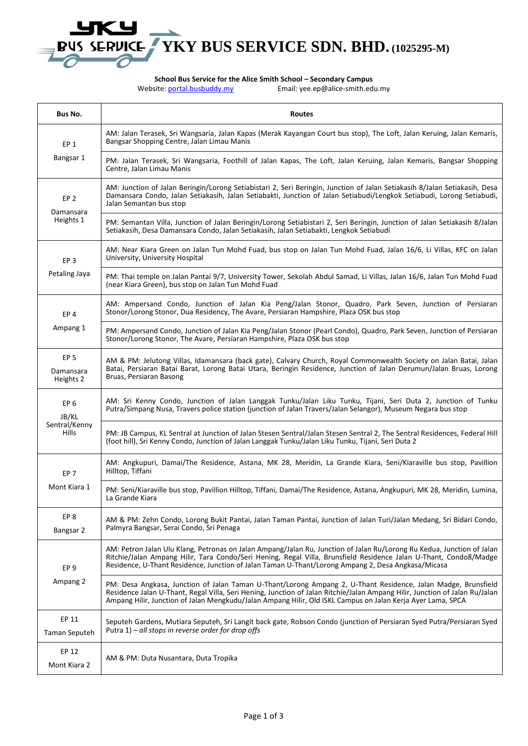# YKY BUS SERVICE SDN. BHD. (1025295-M)

**School Bus Service for the Alice Smith School – Secondary Campus**

Website: [portal.busbuddy.my](portal.busbuddy.my) Email: yee.ep@alice-smith.edu.my

| Bus No. | Routes |
|---|---|
| EP 1<br>Bangsar 1 | AM: Jalan Terasek, Sri Wangsaria, Jalan Kapas (Merak Kayangan Court bus stop), The Loft, Jalan Keruing, Jalan Kemaris, Bangsar Shopping Centre, Jalan Limau Manis |
| | PM: Jalan Terasek, Sri Wangsaria, Foothill of Jalan Kapas, The Loft, Jalan Keruing, Jalan Kemaris, Bangsar Shopping Centre, Jalan Limau Manis |
| EP 2<br>Damansara Heights 1 | AM: Junction of Jalan Beringin/Lorong Setiabistari 2, Seri Beringin, Junction of Jalan Setiakasih 8/Jalan Setiakasih, Desa Damansara Condo, Jalan Setiakasih, Jalan Setiabakti, Junction of Jalan Setiabudi/Lengkok Setiabudi, Lorong Setiabudi, Jalan Semantan bus stop |
| | PM: Semantan Villa, Junction of Jalan Beringin/Lorong Setiabistari 2, Seri Beringin, Junction of Jalan Setiakasih 8/Jalan Setiakasih, Desa Damansara Condo, Jalan Setiakasih, Jalan Setiabakti, Lengkok Setiabudi |
| EP 3<br>Petaling Jaya | AM: Near Kiara Green on Jalan Tun Mohd Fuad, bus stop on Jalan Tun Mohd Fuad, Jalan 16/6, Li Villas, KFC on Jalan University, University Hospital |
| | PM: Thai temple on Jalan Pantai 9/7, University Tower, Sekolah Abdul Samad, Li Villas, Jalan 16/6, Jalan Tun Mohd Fuad (near Kiara Green), bus stop on Jalan Tun Mohd Fuad |
| EP 4<br>Ampang 1 | AM: Ampersand Condo, Junction of Jalan Kia Peng/Jalan Stonor, Quadro, Park Seven, Junction of Persiaran Stonor/Lorong Stonor, Dua Residency, The Avare, Persiaran Hampshire, Plaza OSK bus stop |
| | PM: Ampersand Condo, Junction of Jalan Kia Peng/Jalan Stonor (Pearl Condo), Quadro, Park Seven, Junction of Persiaran Stonor/Lorong Stonor, The Avare, Persiaran Hampshire, Plaza OSK bus stop |
| EP 5<br>Damansara Heights 2 | AM & PM: Jelutong Villas, Idamansara (back gate), Calvary Church, Royal Commonwealth Society on Jalan Batai, Jalan Batai, Persiaran Batai Barat, Lorong Batai Utara, Beringin Residence, Junction of Jalan Derumun/Jalan Bruas, Lorong Bruas, Persiaran Basong |
| EP 6<br>JB/KL Sentral/Kenny Hills | AM: Sri Kenny Condo, Junction of Jalan Langgak Tunku/Jalan Liku Tunku, Tijani, Seri Duta 2, Junction of Tunku Putra/Simpang Nusa, Travers police station (junction of Jalan Travers/Jalan Selangor), Museum Negara bus stop |
| | PM: JB Campus, KL Sentral at Junction of Jalan Stesen Sentral/Jalan Stesen Sentral 2, The Sentral Residences, Federal Hill (foot hill), Sri Kenny Condo, Junction of Jalan Langgak Tunku/Jalan Liku Tunku, Tijani, Seri Duta 2 |
| EP 7<br>Mont Kiara 1 | AM: Angkupuri, Damai/The Residence, Astana, MK 28, Meridin, La Grande Kiara, Seni/Kiaraville bus stop, Pavillion Hilltop, Tiffani |
| | PM: Seni/Kiaraville bus stop, Pavillion Hilltop, Tiffani, Damai/The Residence, Astana, Angkupuri, MK 28, Meridin, Lumina, La Grande Kiara |
| EP 8<br>Bangsar 2 | AM & PM: Zehn Condo, Lorong Bukit Pantai, Jalan Taman Pantai, Junction of Jalan Turi/Jalan Medang, Sri Bidari Condo, Palmyra Bangsar, Serai Condo, Sri Penaga |
| EP 9<br>Ampang 2 | AM: Petron Jalan Ulu Klang, Petronas on Jalan Ampang/Jalan Ru, Junction of Jalan Ru/Lorong Ru Kedua, Junction of Jalan Ritchie/Jalan Ampang Hilir, Tara Condo/Seri Hening, Regal Villa, Brunsfield Residence Jalan U-Thant, Condo8/Madge Residence, U-Thant Residence, Junction of Jalan Taman U-Thant/Lorong Ampang 2, Desa Angkasa/Micasa |
| | PM: Desa Angkasa, Junction of Jalan Taman U-Thant/Lorong Ampang 2, U-Thant Residence, Jalan Madge, Brunsfield Residence Jalan U-Thant, Regal Villa, Seri Hening, Junction of Jalan Ritchie/Jalan Ampang Hilir, Junction of Jalan Ru/Jalan Ampang Hilir, Junction of Jalan Mengkudu/Jalan Ampang Hilir, Old ISKL Campus on Jalan Kerja Ayer Lama, SPCA |
| EP 11<br>Taman Seputeh | Seputeh Gardens, Mutiara Seputeh, Sri Langit back gate, Robson Condo (junction of Persiaran Syed Putra/Persiaran Syed Putra 1) – *all stops in reverse order for drop offs* |
| EP 12<br>Mont Kiara 2 | AM & PM: Duta Nusantara, Duta Tropika |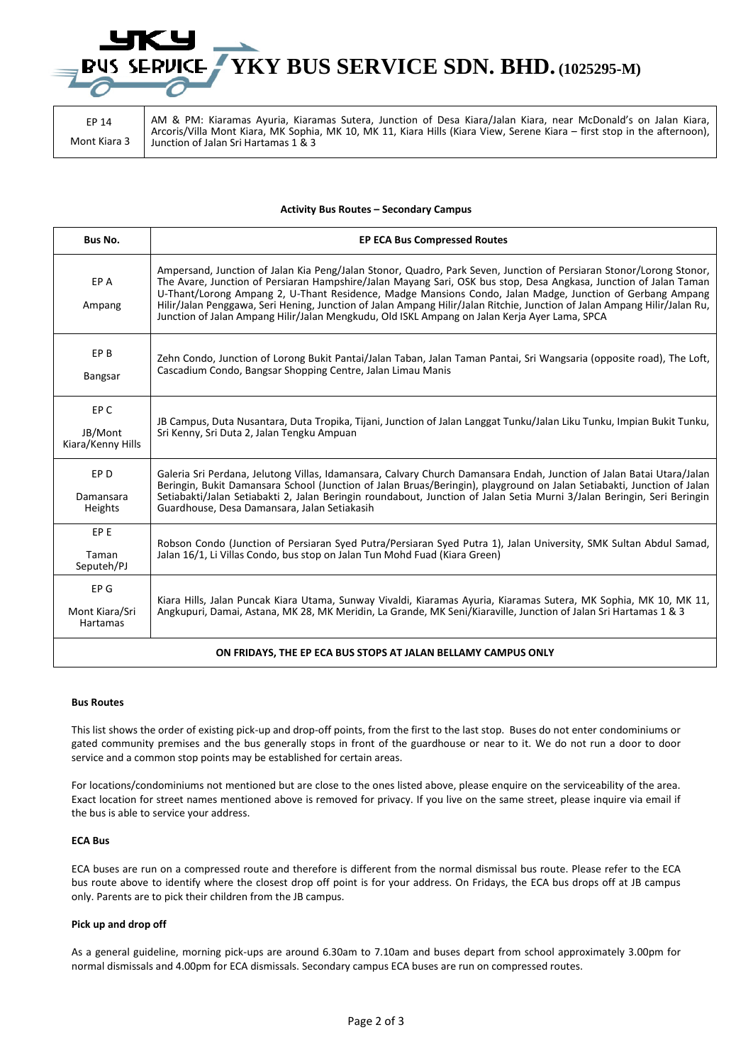# YKY BUS SERVICE SDN. BHD. (1025295-M)

| EP 14<br>Mont Kiara 3 | AM & PM: Kiaramas Ayuria, Kiaramas Sutera, Junction of Desa Kiara/Jalan Kiara, near McDonald's on Jalan Kiara, Arcoris/Villa Mont Kiara, MK Sophia, MK 10, MK 11, Kiara Hills (Kiara View, Serene Kiara – first stop in the afternoon), Junction of Jalan Sri Hartamas 1 & 3 |
|---|---|

**Activity Bus Routes – Secondary Campus**

| Bus No. | EP ECA Bus Compressed Routes |
|---|---|
| EP A<br>Ampang | Ampersand, Junction of Jalan Kia Peng/Jalan Stonor, Quadro, Park Seven, Junction of Persiaran Stonor/Lorong Stonor, The Avare, Junction of Persiaran Hampshire/Jalan Mayang Sari, OSK bus stop, Desa Angkasa, Junction of Jalan Taman U-Thant/Lorong Ampang 2, U-Thant Residence, Madge Mansions Condo, Jalan Madge, Junction of Gerbang Ampang Hilir/Jalan Penggawa, Seri Hening, Junction of Jalan Ampang Hilir/Jalan Ritchie, Junction of Jalan Ampang Hilir/Jalan Ru, Junction of Jalan Ampang Hilir/Jalan Mengkudu, Old ISKL Ampang on Jalan Kerja Ayer Lama, SPCA |
| EP B<br>Bangsar | Zehn Condo, Junction of Lorong Bukit Pantai/Jalan Taban, Jalan Taman Pantai, Sri Wangsaria (opposite road), The Loft, Cascadium Condo, Bangsar Shopping Centre, Jalan Limau Manis |
| EP C<br>JB/Mont Kiara/Kenny Hills | JB Campus, Duta Nusantara, Duta Tropika, Tijani, Junction of Jalan Langgat Tunku/Jalan Liku Tunku, Impian Bukit Tunku, Sri Kenny, Sri Duta 2, Jalan Tengku Ampuan |
| EP D<br>Damansara Heights | Galeria Sri Perdana, Jelutong Villas, Idamansara, Calvary Church Damansara Endah, Junction of Jalan Batai Utara/Jalan Beringin, Bukit Damansara School (Junction of Jalan Bruas/Beringin), playground on Jalan Setiabakti, Junction of Jalan Setiabakti/Jalan Setiabakti 2, Jalan Beringin roundabout, Junction of Jalan Setia Murni 3/Jalan Beringin, Seri Beringin Guardhouse, Desa Damansara, Jalan Setiakasih |
| EP E<br>Taman Seputeh/PJ | Robson Condo (Junction of Persiaran Syed Putra/Persiaran Syed Putra 1), Jalan University, SMK Sultan Abdul Samad, Jalan 16/1, Li Villas Condo, bus stop on Jalan Tun Mohd Fuad (Kiara Green) |
| EP G<br>Mont Kiara/Sri Hartamas | Kiara Hills, Jalan Puncak Kiara Utama, Sunway Vivaldi, Kiaramas Ayuria, Kiaramas Sutera, MK Sophia, MK 10, MK 11, Angkupuri, Damai, Astana, MK 28, MK Meridin, La Grande, MK Seni/Kiaraville, Junction of Jalan Sri Hartamas 1 & 3 |
| **ON FRIDAYS, THE EP ECA BUS STOPS AT JALAN BELLAMY CAMPUS ONLY** | |

**Bus Routes**

This list shows the order of existing pick-up and drop-off points, from the first to the last stop. Buses do not enter condominiums or gated community premises and the bus generally stops in front of the guardhouse or near to it. We do not run a door to door service and a common stop points may be established for certain areas.

For locations/condominiums not mentioned but are close to the ones listed above, please enquire on the serviceability of the area. Exact location for street names mentioned above is removed for privacy. If you live on the same street, please inquire via email if the bus is able to service your address.

**ECA Bus**

ECA buses are run on a compressed route and therefore is different from the normal dismissal bus route. Please refer to the ECA bus route above to identify where the closest drop off point is for your address. On Fridays, the ECA bus drops off at JB campus only. Parents are to pick their children from the JB campus.

**Pick up and drop off**

As a general guideline, morning pick-ups are around 6.30am to 7.10am and buses depart from school approximately 3.00pm for normal dismissals and 4.00pm for ECA dismissals. Secondary campus ECA buses are run on compressed routes.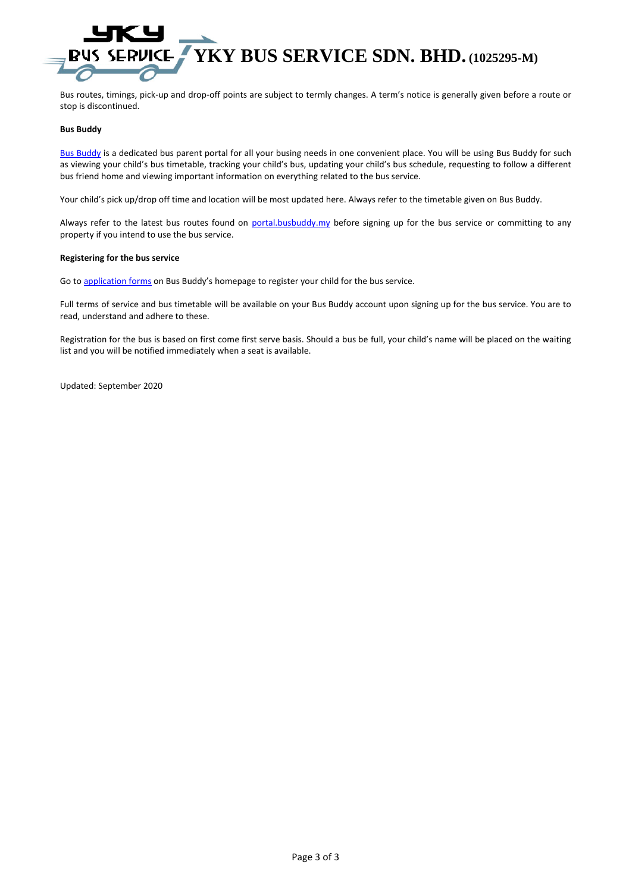Bus routes, timings, pick-up and drop-off points are subject to termly changes. A term's notice is generally given before a route or stop is discontinued.

**Bus Buddy**

[Bus Buddy](portal.busbuddy.my) is a dedicated bus parent portal for all your busing needs in one convenient place. You will be using Bus Buddy for such as viewing your child's bus timetable, tracking your child's bus, updating your child's bus schedule, requesting to follow a different bus friend home and viewing important information on everything related to the bus service.

Your child's pick up/drop off time and location will be most updated here. Always refer to the timetable given on Bus Buddy.

Always refer to the latest bus routes found on portal.busbuddy.my before signing up for the bus service or committing to any property if you intend to use the bus service.

**Registering for the bus service**

Go to application forms on Bus Buddy's homepage to register your child for the bus service.

Full terms of service and bus timetable will be available on your Bus Buddy account upon signing up for the bus service. You are to read, understand and adhere to these.

Registration for the bus is based on first come first serve basis. Should a bus be full, your child's name will be placed on the waiting list and you will be notified immediately when a seat is available.

Updated: September 2020